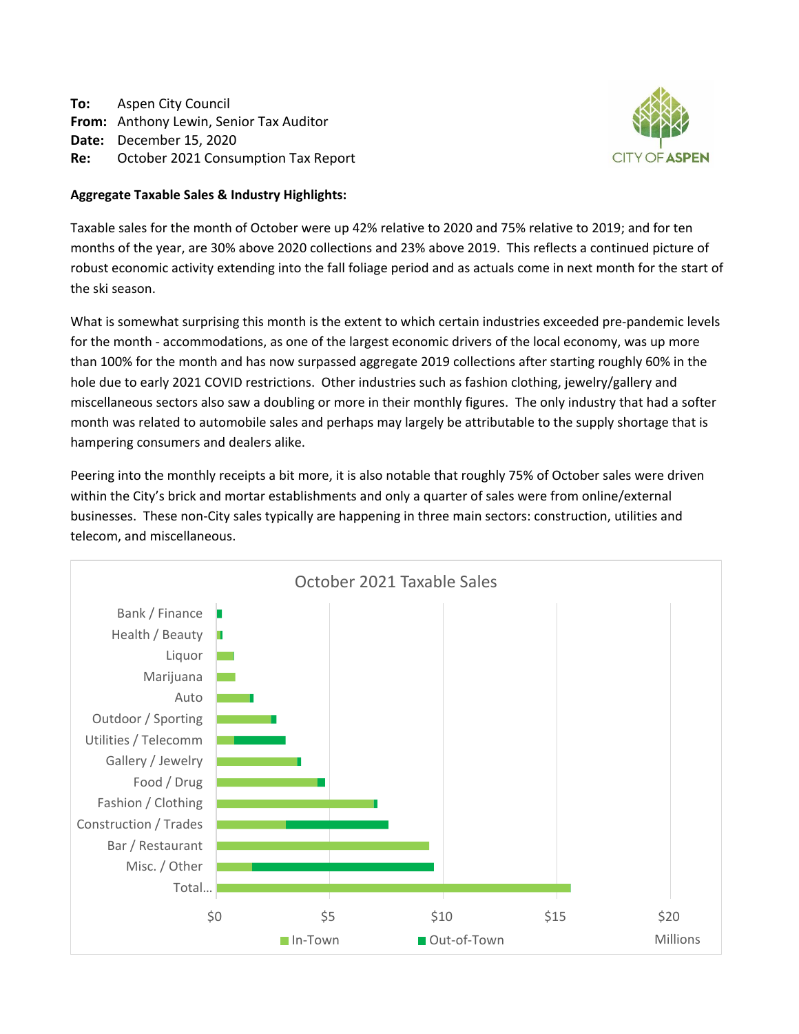**To:** Aspen City Council
**From:** Anthony Lewin, Senior Tax Auditor
**Date:** December 15, 2020
**Re:** October 2021 Consumption Tax Report

CITY OF ASPEN

**Aggregate Taxable Sales & Industry Highlights:**

Taxable sales for the month of October were up 42% relative to 2020 and 75% relative to 2019; and for ten months of the year, are 30% above 2020 collections and 23% above 2019. This reflects a continued picture of robust economic activity extending into the fall foliage period and as actuals come in next month for the start of the ski season.

What is somewhat surprising this month is the extent to which certain industries exceeded pre-pandemic levels for the month - accommodations, as one of the largest economic drivers of the local economy, was up more than 100% for the month and has now surpassed aggregate 2019 collections after starting roughly 60% in the hole due to early 2021 COVID restrictions. Other industries such as fashion clothing, jewelry/gallery and miscellaneous sectors also saw a doubling or more in their monthly figures. The only industry that had a softer month was related to automobile sales and perhaps may largely be attributable to the supply shortage that is hampering consumers and dealers alike.

Peering into the monthly receipts a bit more, it is also notable that roughly 75% of October sales were driven within the City's brick and mortar establishments and only a quarter of sales were from online/external businesses. These non-City sales typically are happening in three main sectors: construction, utilities and telecom, and miscellaneous.

October 2021 Taxable Sales

| Category | In-Town | Out-of-Town |
|---|---|---|
| Bank / Finance | | |
| Health / Beauty | | |
| Liquor | | |
| Marijuana | | |
| Auto | | |
| Outdoor / Sporting | | |
| Utilities / Telecomm | | |
| Gallery / Jewelry | | |
| Food / Drug | | |
| Fashion / Clothing | | |
| Construction / Trades | | |
| Bar / Restaurant | | |
| Misc. / Other | | |
| Total... | | |

Axis: $0, $5, $10, $15, $20 Millions

Legend: In-Town, Out-of-Town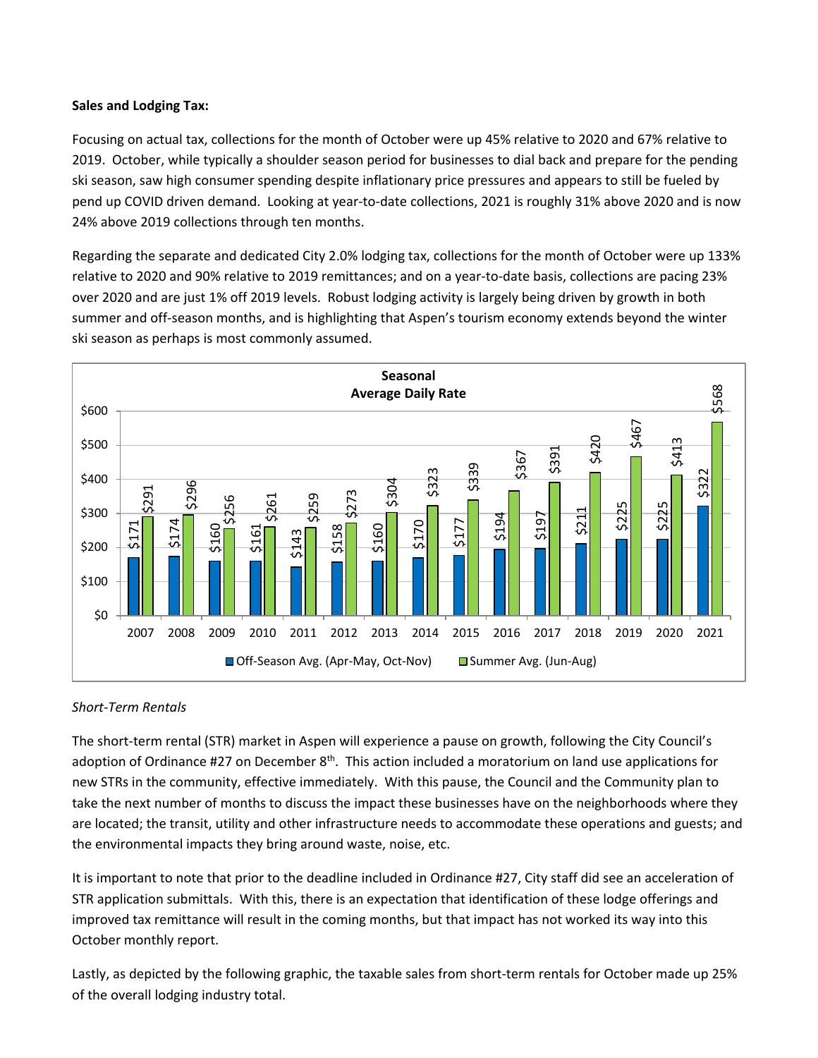**Sales and Lodging Tax:**

Focusing on actual tax, collections for the month of October were up 45% relative to 2020 and 67% relative to 2019. October, while typically a shoulder season period for businesses to dial back and prepare for the pending ski season, saw high consumer spending despite inflationary price pressures and appears to still be fueled by pend up COVID driven demand. Looking at year-to-date collections, 2021 is roughly 31% above 2020 and is now 24% above 2019 collections through ten months.

Regarding the separate and dedicated City 2.0% lodging tax, collections for the month of October were up 133% relative to 2020 and 90% relative to 2019 remittances; and on a year-to-date basis, collections are pacing 23% over 2020 and are just 1% off 2019 levels. Robust lodging activity is largely being driven by growth in both summer and off-season months, and is highlighting that Aspen's tourism economy extends beyond the winter ski season as perhaps is most commonly assumed.

**Seasonal Average Daily Rate**

| Year | Off-Season Avg. (Apr-May, Oct-Nov) | Summer Avg. (Jun-Aug) |
| --- | --- | --- |
| 2007 | $171 | $291 |
| 2008 | $174 | $296 |
| 2009 | $160 | $256 |
| 2010 | $161 | $261 |
| 2011 | $143 | $259 |
| 2012 | $158 | $273 |
| 2013 | $160 | $304 |
| 2014 | $170 | $323 |
| 2015 | $177 | $339 |
| 2016 | $194 | $367 |
| 2017 | $197 | $391 |
| 2018 | $211 | $420 |
| 2019 | $225 | $467 |
| 2020 | $225 | $413 |
| 2021 | $322 | $568 |

*Short-Term Rentals*

The short-term rental (STR) market in Aspen will experience a pause on growth, following the City Council's adoption of Ordinance #27 on December 8th. This action included a moratorium on land use applications for new STRs in the community, effective immediately. With this pause, the Council and the Community plan to take the next number of months to discuss the impact these businesses have on the neighborhoods where they are located; the transit, utility and other infrastructure needs to accommodate these operations and guests; and the environmental impacts they bring around waste, noise, etc.

It is important to note that prior to the deadline included in Ordinance #27, City staff did see an acceleration of STR application submittals. With this, there is an expectation that identification of these lodge offerings and improved tax remittance will result in the coming months, but that impact has not worked its way into this October monthly report.

Lastly, as depicted by the following graphic, the taxable sales from short-term rentals for October made up 25% of the overall lodging industry total.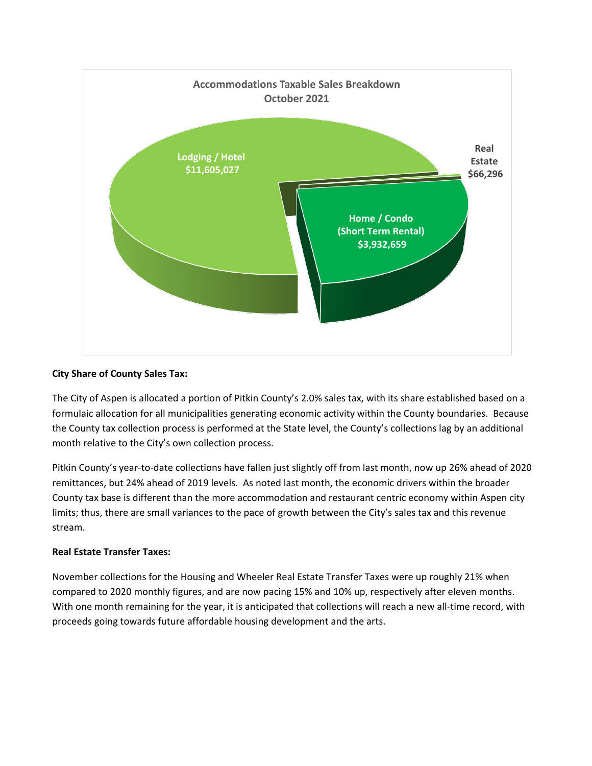**Accommodations Taxable Sales Breakdown**
**October 2021**

- Lodging / Hotel: $11,605,027
- Home / Condo (Short Term Rental): $3,932,659
- Real Estate: $66,296

**City Share of County Sales Tax:**

The City of Aspen is allocated a portion of Pitkin County's 2.0% sales tax, with its share established based on a formulaic allocation for all municipalities generating economic activity within the County boundaries. Because the County tax collection process is performed at the State level, the County's collections lag by an additional month relative to the City's own collection process.

Pitkin County's year-to-date collections have fallen just slightly off from last month, now up 26% ahead of 2020 remittances, but 24% ahead of 2019 levels. As noted last month, the economic drivers within the broader County tax base is different than the more accommodation and restaurant centric economy within Aspen city limits; thus, there are small variances to the pace of growth between the City's sales tax and this revenue stream.

**Real Estate Transfer Taxes:**

November collections for the Housing and Wheeler Real Estate Transfer Taxes were up roughly 21% when compared to 2020 monthly figures, and are now pacing 15% and 10% up, respectively after eleven months. With one month remaining for the year, it is anticipated that collections will reach a new all-time record, with proceeds going towards future affordable housing development and the arts.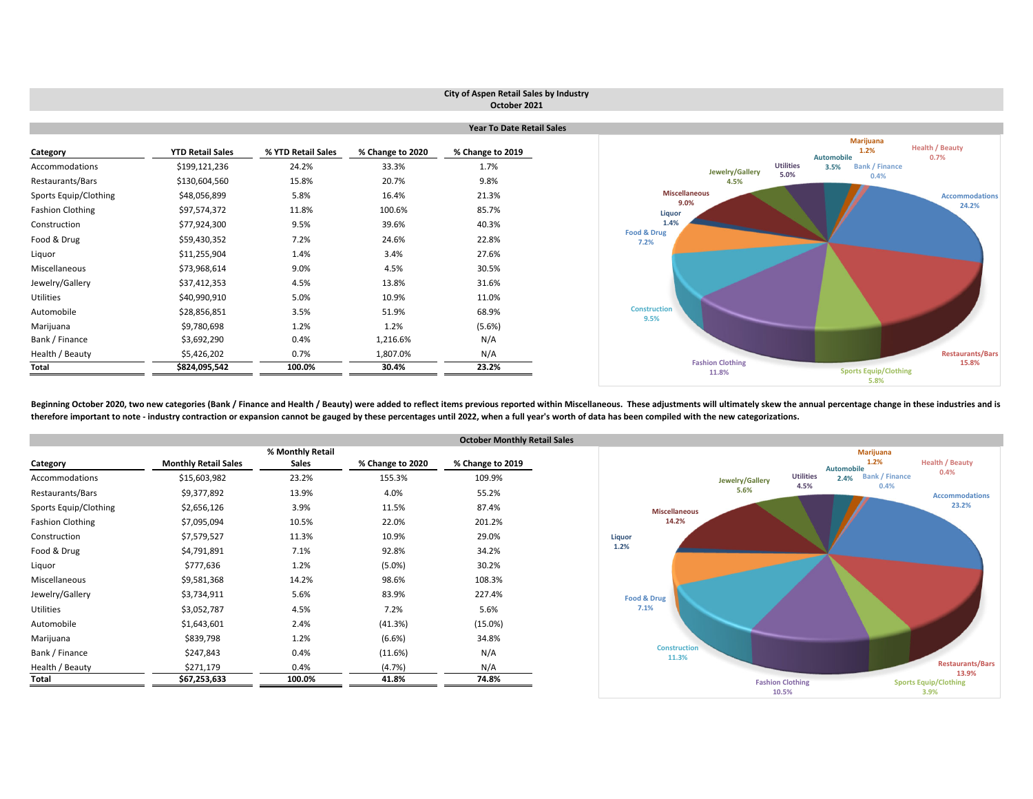# City of Aspen Retail Sales by Industry

## October 2021

### Year To Date Retail Sales

| Category | YTD Retail Sales | % YTD Retail Sales | % Change to 2020 | % Change to 2019 |
|---|---|---|---|---|
| Accommodations | $199,121,236 | 24.2% | 33.3% | 1.7% |
| Restaurants/Bars | $130,604,560 | 15.8% | 20.7% | 9.8% |
| Sports Equip/Clothing | $48,056,899 | 5.8% | 16.4% | 21.3% |
| Fashion Clothing | $97,574,372 | 11.8% | 100.6% | 85.7% |
| Construction | $77,924,300 | 9.5% | 39.6% | 40.3% |
| Food & Drug | $59,430,352 | 7.2% | 24.6% | 22.8% |
| Liquor | $11,255,904 | 1.4% | 3.4% | 27.6% |
| Miscellaneous | $73,968,614 | 9.0% | 4.5% | 30.5% |
| Jewelry/Gallery | $37,412,353 | 4.5% | 13.8% | 31.6% |
| Utilities | $40,990,910 | 5.0% | 10.9% | 11.0% |
| Automobile | $28,856,851 | 3.5% | 51.9% | 68.9% |
| Marijuana | $9,780,698 | 1.2% | 1.2% | (5.6%) |
| Bank / Finance | $3,692,290 | 0.4% | 1,216.6% | N/A |
| Health / Beauty | $5,426,202 | 0.7% | 1,807.0% | N/A |
| **Total** | **$824,095,542** | **100.0%** | **30.4%** | **23.2%** |

**Beginning October 2020, two new categories (Bank / Finance and Health / Beauty) were added to reflect items previous reported within Miscellaneous. These adjustments will ultimately skew the annual percentage change in these industries and is therefore important to note - industry contraction or expansion cannot be gauged by these percentages until 2022, when a full year's worth of data has been compiled with the new categorizations.**

### October Monthly Retail Sales

| Category | Monthly Retail Sales | % Monthly Retail Sales | % Change to 2020 | % Change to 2019 |
|---|---|---|---|---|
| Accommodations | $15,603,982 | 23.2% | 155.3% | 109.9% |
| Restaurants/Bars | $9,377,892 | 13.9% | 4.0% | 55.2% |
| Sports Equip/Clothing | $2,656,126 | 3.9% | 11.5% | 87.4% |
| Fashion Clothing | $7,095,094 | 10.5% | 22.0% | 201.2% |
| Construction | $7,579,527 | 11.3% | 10.9% | 29.0% |
| Food & Drug | $4,791,891 | 7.1% | 92.8% | 34.2% |
| Liquor | $777,636 | 1.2% | (5.0%) | 30.2% |
| Miscellaneous | $9,581,368 | 14.2% | 98.6% | 108.3% |
| Jewelry/Gallery | $3,734,911 | 5.6% | 83.9% | 227.4% |
| Utilities | $3,052,787 | 4.5% | 7.2% | 5.6% |
| Automobile | $1,643,601 | 2.4% | (41.3%) | (15.0%) |
| Marijuana | $839,798 | 1.2% | (6.6%) | 34.8% |
| Bank / Finance | $247,843 | 0.4% | (11.6%) | N/A |
| Health / Beauty | $271,179 | 0.4% | (4.7%) | N/A |
| **Total** | **$67,253,633** | **100.0%** | **41.8%** | **74.8%** |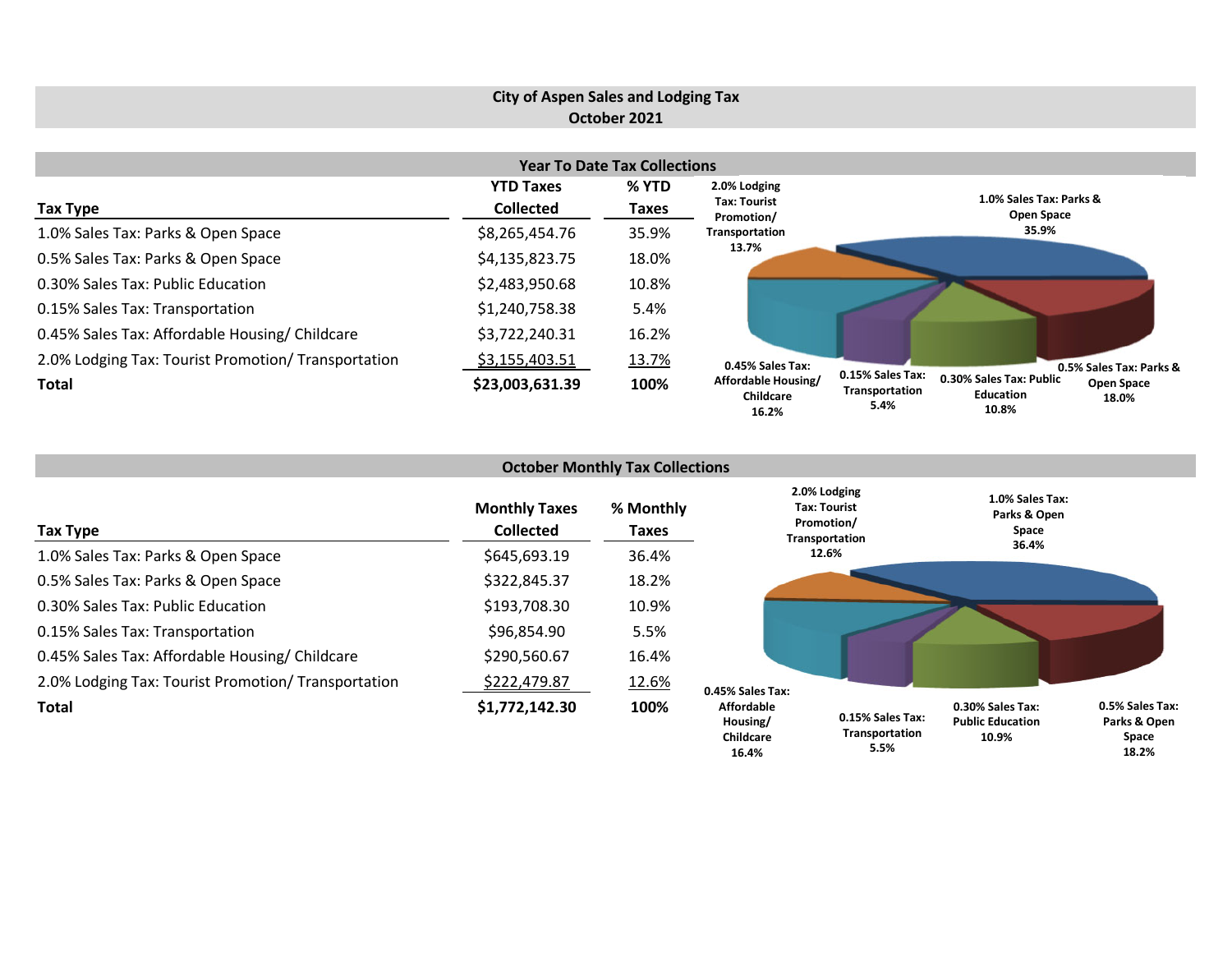# City of Aspen Sales and Lodging Tax
## October 2021

### Year To Date Tax Collections

| Tax Type | YTD Taxes Collected | % YTD Taxes |
|---|---|---|
| 1.0% Sales Tax: Parks & Open Space | $8,265,454.76 | 35.9% |
| 0.5% Sales Tax: Parks & Open Space | $4,135,823.75 | 18.0% |
| 0.30% Sales Tax: Public Education | $2,483,950.68 | 10.8% |
| 0.15% Sales Tax: Transportation | $1,240,758.38 | 5.4% |
| 0.45% Sales Tax: Affordable Housing/ Childcare | $3,722,240.31 | 16.2% |
| 2.0% Lodging Tax: Tourist Promotion/ Transportation | $3,155,403.51 | 13.7% |
| **Total** | **$23,003,631.39** | **100%** |

2.0% Lodging Tax: Tourist Promotion/ Transportation 13.7%

1.0% Sales Tax: Parks & Open Space 35.9%

0.45% Sales Tax: Affordable Housing/ Childcare 16.2%

0.15% Sales Tax: Transportation 5.4%

0.30% Sales Tax: Public Education 10.8%

0.5% Sales Tax: Parks & Open Space 18.0%

### October Monthly Tax Collections

| Tax Type | Monthly Taxes Collected | % Monthly Taxes |
|---|---|---|
| 1.0% Sales Tax: Parks & Open Space | $645,693.19 | 36.4% |
| 0.5% Sales Tax: Parks & Open Space | $322,845.37 | 18.2% |
| 0.30% Sales Tax: Public Education | $193,708.30 | 10.9% |
| 0.15% Sales Tax: Transportation | $96,854.90 | 5.5% |
| 0.45% Sales Tax: Affordable Housing/ Childcare | $290,560.67 | 16.4% |
| 2.0% Lodging Tax: Tourist Promotion/ Transportation | $222,479.87 | 12.6% |
| **Total** | **$1,772,142.30** | **100%** |

2.0% Lodging Tax: Tourist Promotion/ Transportation 12.6%

1.0% Sales Tax: Parks & Open Space 36.4%

0.45% Sales Tax: Affordable Housing/ Childcare 16.4%

0.15% Sales Tax: Transportation 5.5%

0.30% Sales Tax: Public Education 10.9%

0.5% Sales Tax: Parks & Open Space 18.2%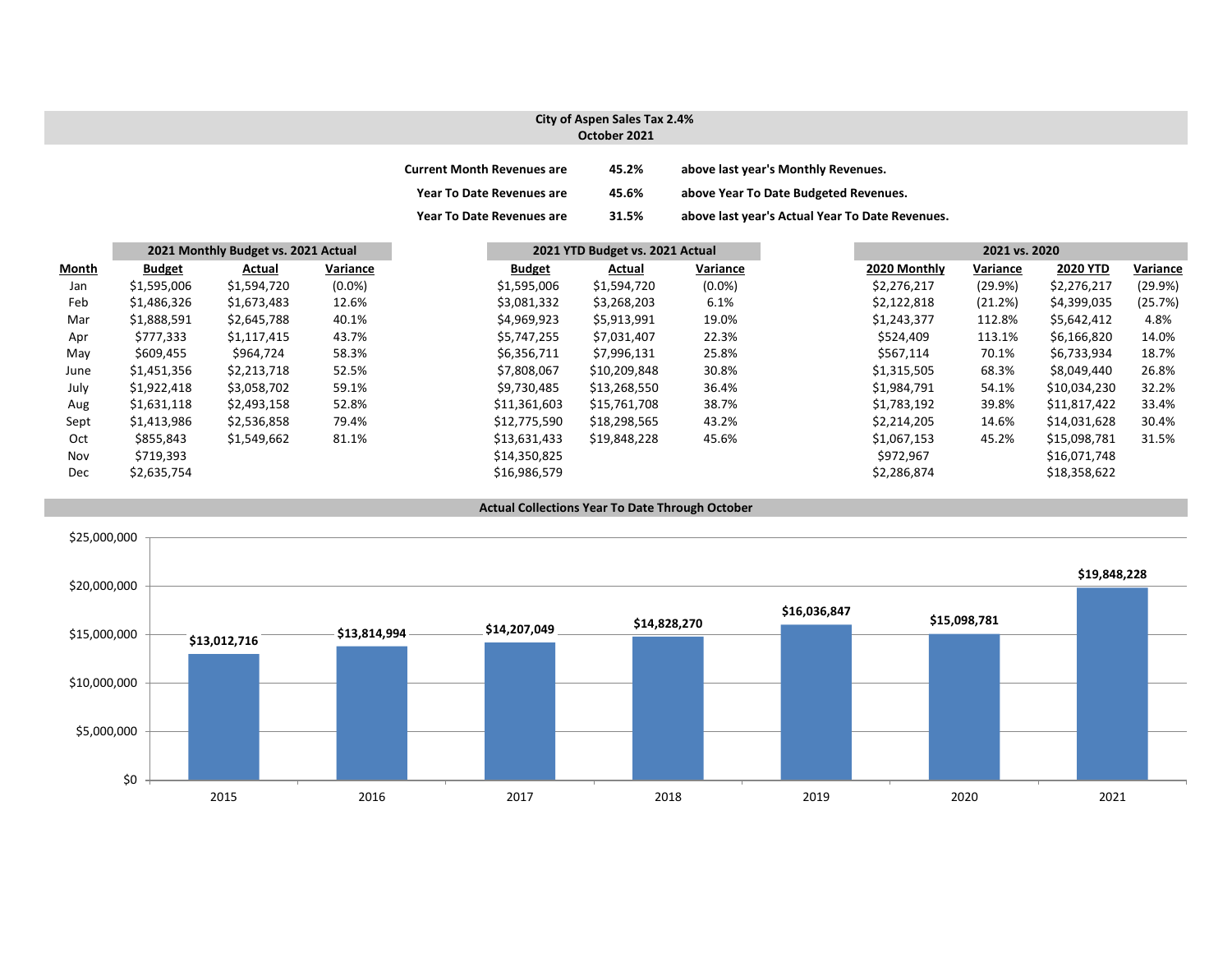# City of Aspen Sales Tax 2.4%
## October 2021

**Current Month Revenues are** **45.2%** **above last year's Monthly Revenues.**

**Year To Date Revenues are** **45.6%** **above Year To Date Budgeted Revenues.**

**Year To Date Revenues are** **31.5%** **above last year's Actual Year To Date Revenues.**

| | 2021 Monthly Budget vs. 2021 Actual | | | 2021 YTD Budget vs. 2021 Actual | | | 2021 vs. 2020 | | | |
|---|---|---|---|---|---|---|---|---|---|---|
| **Month** | **Budget** | **Actual** | **Variance** | **Budget** | **Actual** | **Variance** | **2020 Monthly** | **Variance** | **2020 YTD** | **Variance** |
| Jan | $1,595,006 | $1,594,720 | (0.0%) | $1,595,006 | $1,594,720 | (0.0%) | $2,276,217 | (29.9%) | $2,276,217 | (29.9%) |
| Feb | $1,486,326 | $1,673,483 | 12.6% | $3,081,332 | $3,268,203 | 6.1% | $2,122,818 | (21.2%) | $4,399,035 | (25.7%) |
| Mar | $1,888,591 | $2,645,788 | 40.1% | $4,969,923 | $5,913,991 | 19.0% | $1,243,377 | 112.8% | $5,642,412 | 4.8% |
| Apr | $777,333 | $1,117,415 | 43.7% | $5,747,255 | $7,031,407 | 22.3% | $524,409 | 113.1% | $6,166,820 | 14.0% |
| May | $609,455 | $964,724 | 58.3% | $6,356,711 | $7,996,131 | 25.8% | $567,114 | 70.1% | $6,733,934 | 18.7% |
| June | $1,451,356 | $2,213,718 | 52.5% | $7,808,067 | $10,209,848 | 30.8% | $1,315,505 | 68.3% | $8,049,440 | 26.8% |
| July | $1,922,418 | $3,058,702 | 59.1% | $9,730,485 | $13,268,550 | 36.4% | $1,984,791 | 54.1% | $10,034,230 | 32.2% |
| Aug | $1,631,118 | $2,493,158 | 52.8% | $11,361,603 | $15,761,708 | 38.7% | $1,783,192 | 39.8% | $11,817,422 | 33.4% |
| Sept | $1,413,986 | $2,536,858 | 79.4% | $12,775,590 | $18,298,565 | 43.2% | $2,214,205 | 14.6% | $14,031,628 | 30.4% |
| Oct | $855,843 | $1,549,662 | 81.1% | $13,631,433 | $19,848,228 | 45.6% | $1,067,153 | 45.2% | $15,098,781 | 31.5% |
| Nov | $719,393 | | | $14,350,825 | | | $972,967 | | $16,071,748 | |
| Dec | $2,635,754 | | | $16,986,579 | | | $2,286,874 | | $18,358,622 | |

## Actual Collections Year To Date Through October

| Year | Amount |
|---|---|
| 2015 | $13,012,716 |
| 2016 | $13,814,994 |
| 2017 | $14,207,049 |
| 2018 | $14,828,270 |
| 2019 | $16,036,847 |
| 2020 | $15,098,781 |
| 2021 | $19,848,228 |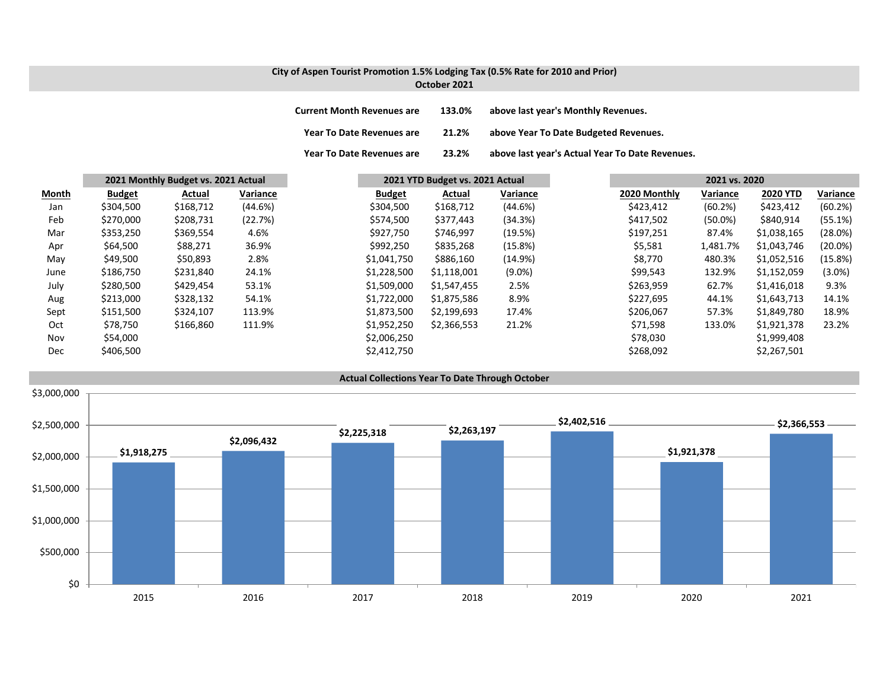**City of Aspen Tourist Promotion 1.5% Lodging Tax (0.5% Rate for 2010 and Prior)**
**October 2021**

**Current Month Revenues are 133.0% above last year's Monthly Revenues.**

**Year To Date Revenues are 21.2% above Year To Date Budgeted Revenues.**

**Year To Date Revenues are 23.2% above last year's Actual Year To Date Revenues.**

| | 2021 Monthly Budget vs. 2021 Actual | | | 2021 YTD Budget vs. 2021 Actual | | | 2021 vs. 2020 | | | |
|---|---|---|---|---|---|---|---|---|---|---|
| **Month** | **Budget** | **Actual** | **Variance** | **Budget** | **Actual** | **Variance** | **2020 Monthly** | **Variance** | **2020 YTD** | **Variance** |
| Jan | $304,500 | $168,712 | (44.6%) | $304,500 | $168,712 | (44.6%) | $423,412 | (60.2%) | $423,412 | (60.2%) |
| Feb | $270,000 | $208,731 | (22.7%) | $574,500 | $377,443 | (34.3%) | $417,502 | (50.0%) | $840,914 | (55.1%) |
| Mar | $353,250 | $369,554 | 4.6% | $927,750 | $746,997 | (19.5%) | $197,251 | 87.4% | $1,038,165 | (28.0%) |
| Apr | $64,500 | $88,271 | 36.9% | $992,250 | $835,268 | (15.8%) | $5,581 | 1,481.7% | $1,043,746 | (20.0%) |
| May | $49,500 | $50,893 | 2.8% | $1,041,750 | $886,160 | (14.9%) | $8,770 | 480.3% | $1,052,516 | (15.8%) |
| June | $186,750 | $231,840 | 24.1% | $1,228,500 | $1,118,001 | (9.0%) | $99,543 | 132.9% | $1,152,059 | (3.0%) |
| July | $280,500 | $429,454 | 53.1% | $1,509,000 | $1,547,455 | 2.5% | $263,959 | 62.7% | $1,416,018 | 9.3% |
| Aug | $213,000 | $328,132 | 54.1% | $1,722,000 | $1,875,586 | 8.9% | $227,695 | 44.1% | $1,643,713 | 14.1% |
| Sept | $151,500 | $324,107 | 113.9% | $1,873,500 | $2,199,693 | 17.4% | $206,067 | 57.3% | $1,849,780 | 18.9% |
| Oct | $78,750 | $166,860 | 111.9% | $1,952,250 | $2,366,553 | 21.2% | $71,598 | 133.0% | $1,921,378 | 23.2% |
| Nov | $54,000 | | | $2,006,250 | | | $78,030 | | $1,999,408 | |
| Dec | $406,500 | | | $2,412,750 | | | $268,092 | | $2,267,501 | |

**Actual Collections Year To Date Through October**

| Year | Collections |
|---|---|
| 2015 | $1,918,275 |
| 2016 | $2,096,432 |
| 2017 | $2,225,318 |
| 2018 | $2,263,197 |
| 2019 | $2,402,516 |
| 2020 | $1,921,378 |
| 2021 | $2,366,553 |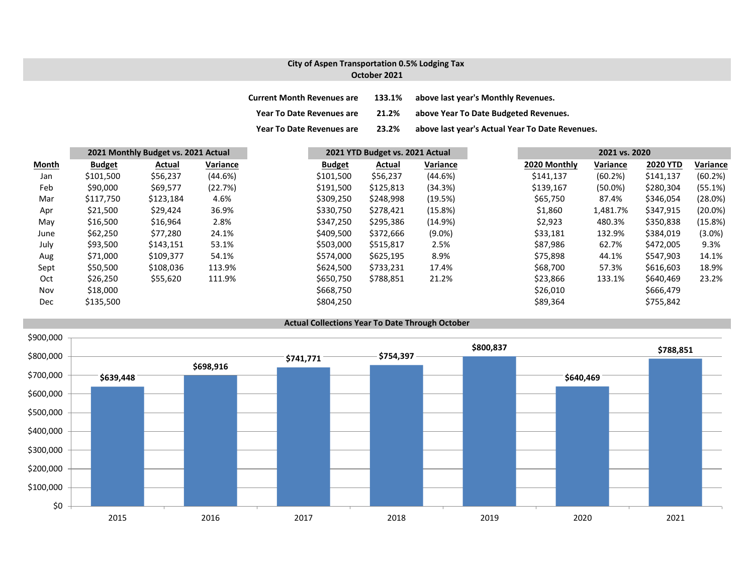## City of Aspen Transportation 0.5% Lodging Tax
## October 2021

**Current Month Revenues are 133.1% above last year's Monthly Revenues.**

**Year To Date Revenues are 21.2% above Year To Date Budgeted Revenues.**

**Year To Date Revenues are 23.2% above last year's Actual Year To Date Revenues.**

| | 2021 Monthly Budget vs. 2021 Actual | | | 2021 YTD Budget vs. 2021 Actual | | | 2021 vs. 2020 | | | |
|---|---|---|---|---|---|---|---|---|---|---|
| **Month** | **Budget** | **Actual** | **Variance** | **Budget** | **Actual** | **Variance** | **2020 Monthly** | **Variance** | **2020 YTD** | **Variance** |
| Jan | $101,500 | $56,237 | (44.6%) | $101,500 | $56,237 | (44.6%) | $141,137 | (60.2%) | $141,137 | (60.2%) |
| Feb | $90,000 | $69,577 | (22.7%) | $191,500 | $125,813 | (34.3%) | $139,167 | (50.0%) | $280,304 | (55.1%) |
| Mar | $117,750 | $123,184 | 4.6% | $309,250 | $248,998 | (19.5%) | $65,750 | 87.4% | $346,054 | (28.0%) |
| Apr | $21,500 | $29,424 | 36.9% | $330,750 | $278,421 | (15.8%) | $1,860 | 1,481.7% | $347,915 | (20.0%) |
| May | $16,500 | $16,964 | 2.8% | $347,250 | $295,386 | (14.9%) | $2,923 | 480.3% | $350,838 | (15.8%) |
| June | $62,250 | $77,280 | 24.1% | $409,500 | $372,666 | (9.0%) | $33,181 | 132.9% | $384,019 | (3.0%) |
| July | $93,500 | $143,151 | 53.1% | $503,000 | $515,817 | 2.5% | $87,986 | 62.7% | $472,005 | 9.3% |
| Aug | $71,000 | $109,377 | 54.1% | $574,000 | $625,195 | 8.9% | $75,898 | 44.1% | $547,903 | 14.1% |
| Sept | $50,500 | $108,036 | 113.9% | $624,500 | $733,231 | 17.4% | $68,700 | 57.3% | $616,603 | 18.9% |
| Oct | $26,250 | $55,620 | 111.9% | $650,750 | $788,851 | 21.2% | $23,866 | 133.1% | $640,469 | 23.2% |
| Nov | $18,000 | | | $668,750 | | | $26,010 | | $666,479 | |
| Dec | $135,500 | | | $804,250 | | | $89,364 | | $755,842 | |

### Actual Collections Year To Date Through October

| Year | Collections |
|---|---|
| 2015 | $639,448 |
| 2016 | $698,916 |
| 2017 | $741,771 |
| 2018 | $754,397 |
| 2019 | $800,837 |
| 2020 | $640,469 |
| 2021 | $788,851 |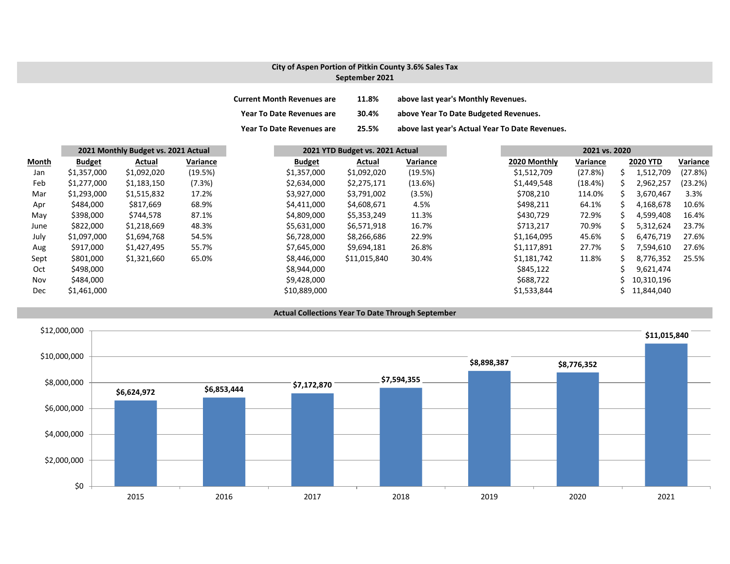## City of Aspen Portion of Pitkin County 3.6% Sales Tax
## September 2021

**Current Month Revenues are 11.8% above last year's Monthly Revenues.**

**Year To Date Revenues are 30.4% above Year To Date Budgeted Revenues.**

**Year To Date Revenues are 25.5% above last year's Actual Year To Date Revenues.**

| | 2021 Monthly Budget vs. 2021 Actual | | | 2021 YTD Budget vs. 2021 Actual | | | 2021 vs. 2020 | | | |
|---|---|---|---|---|---|---|---|---|---|---|
| **Month** | **Budget** | **Actual** | **Variance** | **Budget** | **Actual** | **Variance** | **2020 Monthly** | **Variance** | **2020 YTD** | **Variance** |
| Jan | $1,357,000 | $1,092,020 | (19.5%) | $1,357,000 | $1,092,020 | (19.5%) | $1,512,709 | (27.8%) | $ 1,512,709 | (27.8%) |
| Feb | $1,277,000 | $1,183,150 | (7.3%) | $2,634,000 | $2,275,171 | (13.6%) | $1,449,548 | (18.4%) | $ 2,962,257 | (23.2%) |
| Mar | $1,293,000 | $1,515,832 | 17.2% | $3,927,000 | $3,791,002 | (3.5%) | $708,210 | 114.0% | $ 3,670,467 | 3.3% |
| Apr | $484,000 | $817,669 | 68.9% | $4,411,000 | $4,608,671 | 4.5% | $498,211 | 64.1% | $ 4,168,678 | 10.6% |
| May | $398,000 | $744,578 | 87.1% | $4,809,000 | $5,353,249 | 11.3% | $430,729 | 72.9% | $ 4,599,408 | 16.4% |
| June | $822,000 | $1,218,669 | 48.3% | $5,631,000 | $6,571,918 | 16.7% | $713,217 | 70.9% | $ 5,312,624 | 23.7% |
| July | $1,097,000 | $1,694,768 | 54.5% | $6,728,000 | $8,266,686 | 22.9% | $1,164,095 | 45.6% | $ 6,476,719 | 27.6% |
| Aug | $917,000 | $1,427,495 | 55.7% | $7,645,000 | $9,694,181 | 26.8% | $1,117,891 | 27.7% | $ 7,594,610 | 27.6% |
| Sept | $801,000 | $1,321,660 | 65.0% | $8,446,000 | $11,015,840 | 30.4% | $1,181,742 | 11.8% | $ 8,776,352 | 25.5% |
| Oct | $498,000 | | | $8,944,000 | | | $845,122 | | $ 9,621,474 | |
| Nov | $484,000 | | | $9,428,000 | | | $688,722 | | $ 10,310,196 | |
| Dec | $1,461,000 | | | $10,889,000 | | | $1,533,844 | | $ 11,844,040 | |

### Actual Collections Year To Date Through September

| Year | Collections |
|---|---|
| 2015 | $6,624,972 |
| 2016 | $6,853,444 |
| 2017 | $7,172,870 |
| 2018 | $7,594,355 |
| 2019 | $8,898,387 |
| 2020 | $8,776,352 |
| 2021 | $11,015,840 |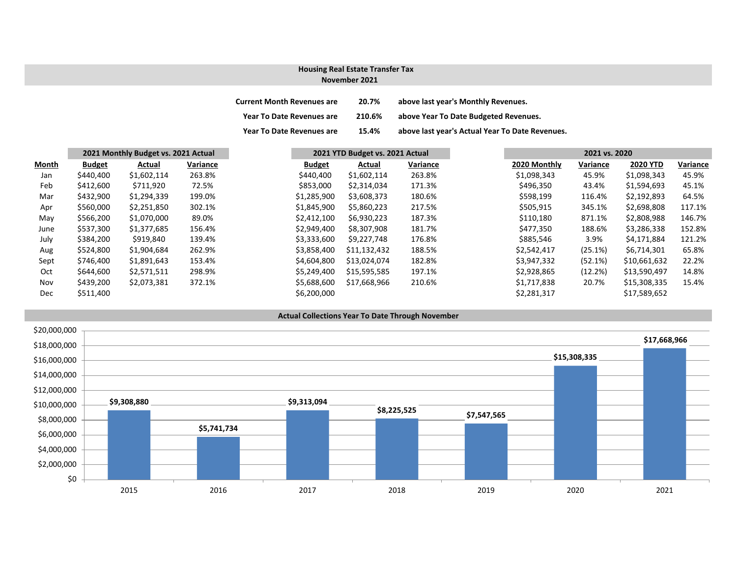## Housing Real Estate Transfer Tax
## November 2021

| | | |
|---|---|---|
| **Current Month Revenues are** | **20.7%** | **above last year's Monthly Revenues.** |
| **Year To Date Revenues are** | **210.6%** | **above Year To Date Budgeted Revenues.** |
| **Year To Date Revenues are** | **15.4%** | **above last year's Actual Year To Date Revenues.** |

| | 2021 Monthly Budget vs. 2021 Actual | | | 2021 YTD Budget vs. 2021 Actual | | | 2021 vs. 2020 | | | |
|---|---|---|---|---|---|---|---|---|---|---|
| **Month** | **Budget** | **Actual** | **Variance** | **Budget** | **Actual** | **Variance** | **2020 Monthly** | **Variance** | **2020 YTD** | **Variance** |
| Jan | $440,400 | $1,602,114 | 263.8% | $440,400 | $1,602,114 | 263.8% | $1,098,343 | 45.9% | $1,098,343 | 45.9% |
| Feb | $412,600 | $711,920 | 72.5% | $853,000 | $2,314,034 | 171.3% | $496,350 | 43.4% | $1,594,693 | 45.1% |
| Mar | $432,900 | $1,294,339 | 199.0% | $1,285,900 | $3,608,373 | 180.6% | $598,199 | 116.4% | $2,192,893 | 64.5% |
| Apr | $560,000 | $2,251,850 | 302.1% | $1,845,900 | $5,860,223 | 217.5% | $505,915 | 345.1% | $2,698,808 | 117.1% |
| May | $566,200 | $1,070,000 | 89.0% | $2,412,100 | $6,930,223 | 187.3% | $110,180 | 871.1% | $2,808,988 | 146.7% |
| June | $537,300 | $1,377,685 | 156.4% | $2,949,400 | $8,307,908 | 181.7% | $477,350 | 188.6% | $3,286,338 | 152.8% |
| July | $384,200 | $919,840 | 139.4% | $3,333,600 | $9,227,748 | 176.8% | $885,546 | 3.9% | $4,171,884 | 121.2% |
| Aug | $524,800 | $1,904,684 | 262.9% | $3,858,400 | $11,132,432 | 188.5% | $2,542,417 | (25.1%) | $6,714,301 | 65.8% |
| Sept | $746,400 | $1,891,643 | 153.4% | $4,604,800 | $13,024,074 | 182.8% | $3,947,332 | (52.1%) | $10,661,632 | 22.2% |
| Oct | $644,600 | $2,571,511 | 298.9% | $5,249,400 | $15,595,585 | 197.1% | $2,928,865 | (12.2%) | $13,590,497 | 14.8% |
| Nov | $439,200 | $2,073,381 | 372.1% | $5,688,600 | $17,668,966 | 210.6% | $1,717,838 | 20.7% | $15,308,335 | 15.4% |
| Dec | $511,400 | | | $6,200,000 | | | $2,281,317 | | $17,589,652 | |

### Actual Collections Year To Date Through November

| Year | Collections |
|---|---|
| 2015 | $9,308,880 |
| 2016 | $5,741,734 |
| 2017 | $9,313,094 |
| 2018 | $8,225,525 |
| 2019 | $7,547,565 |
| 2020 | $15,308,335 |
| 2021 | $17,668,966 |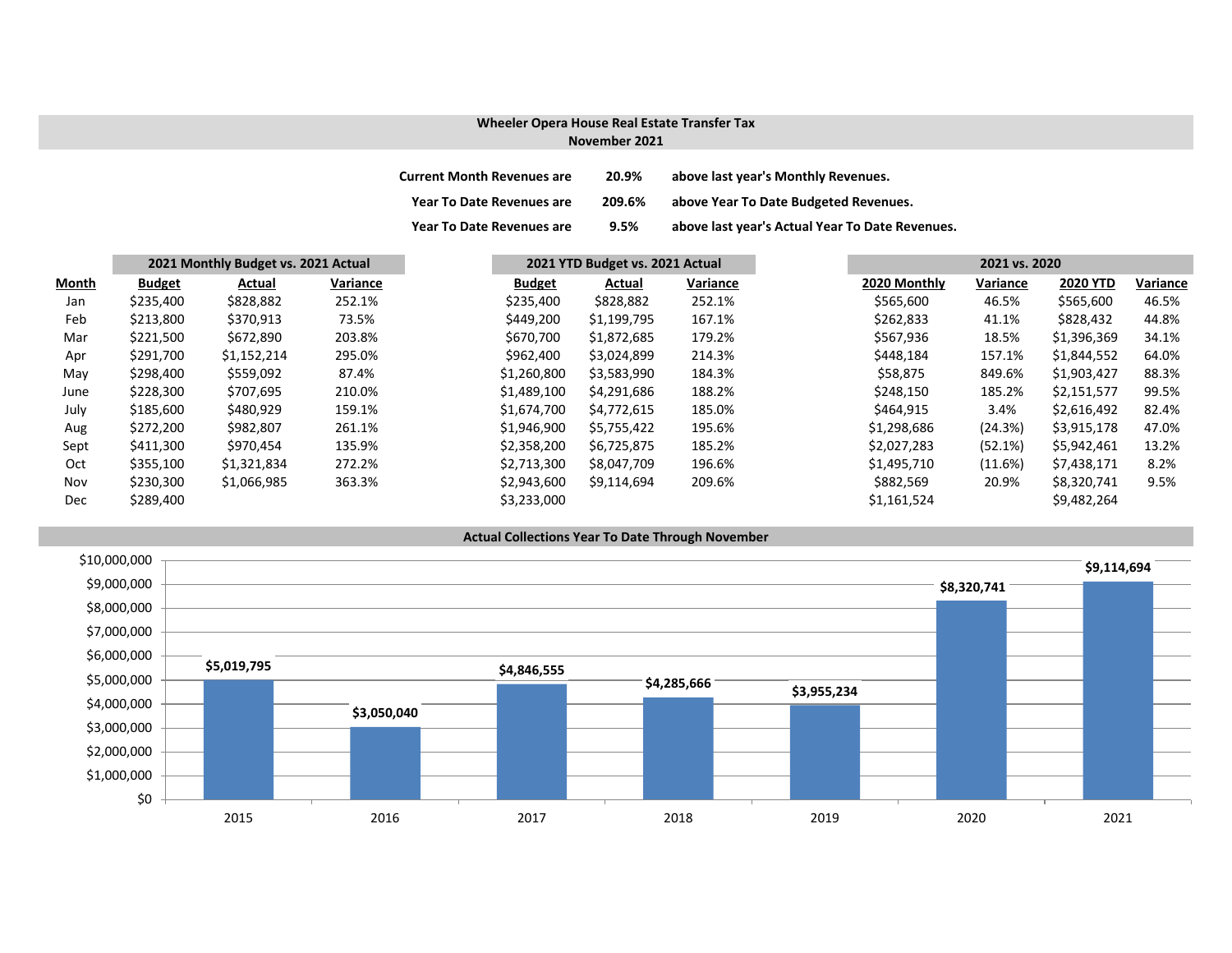**Wheeler Opera House Real Estate Transfer Tax**
**November 2021**

**Current Month Revenues are 20.9% above last year's Monthly Revenues.**

**Year To Date Revenues are 209.6% above Year To Date Budgeted Revenues.**

**Year To Date Revenues are 9.5% above last year's Actual Year To Date Revenues.**

| | 2021 Monthly Budget vs. 2021 Actual | | | 2021 YTD Budget vs. 2021 Actual | | | 2021 vs. 2020 | | | |
|---|---|---|---|---|---|---|---|---|---|---|
| **Month** | **Budget** | **Actual** | **Variance** | **Budget** | **Actual** | **Variance** | **2020 Monthly** | **Variance** | **2020 YTD** | **Variance** |
| Jan | $235,400 | $828,882 | 252.1% | $235,400 | $828,882 | 252.1% | $565,600 | 46.5% | $565,600 | 46.5% |
| Feb | $213,800 | $370,913 | 73.5% | $449,200 | $1,199,795 | 167.1% | $262,833 | 41.1% | $828,432 | 44.8% |
| Mar | $221,500 | $672,890 | 203.8% | $670,700 | $1,872,685 | 179.2% | $567,936 | 18.5% | $1,396,369 | 34.1% |
| Apr | $291,700 | $1,152,214 | 295.0% | $962,400 | $3,024,899 | 214.3% | $448,184 | 157.1% | $1,844,552 | 64.0% |
| May | $298,400 | $559,092 | 87.4% | $1,260,800 | $3,583,990 | 184.3% | $58,875 | 849.6% | $1,903,427 | 88.3% |
| June | $228,300 | $707,695 | 210.0% | $1,489,100 | $4,291,686 | 188.2% | $248,150 | 185.2% | $2,151,577 | 99.5% |
| July | $185,600 | $480,929 | 159.1% | $1,674,700 | $4,772,615 | 185.0% | $464,915 | 3.4% | $2,616,492 | 82.4% |
| Aug | $272,200 | $982,807 | 261.1% | $1,946,900 | $5,755,422 | 195.6% | $1,298,686 | (24.3%) | $3,915,178 | 47.0% |
| Sept | $411,300 | $970,454 | 135.9% | $2,358,200 | $6,725,875 | 185.2% | $2,027,283 | (52.1%) | $5,942,461 | 13.2% |
| Oct | $355,100 | $1,321,834 | 272.2% | $2,713,300 | $8,047,709 | 196.6% | $1,495,710 | (11.6%) | $7,438,171 | 8.2% |
| Nov | $230,300 | $1,066,985 | 363.3% | $2,943,600 | $9,114,694 | 209.6% | $882,569 | 20.9% | $8,320,741 | 9.5% |
| Dec | $289,400 | | | $3,233,000 | | | $1,161,524 | | $9,482,264 | |

**Actual Collections Year To Date Through November**

$10,000,000
$9,000,000
$8,000,000
$7,000,000
$6,000,000
$5,000,000
$4,000,000
$3,000,000
$2,000,000
$1,000,000
$0

2015: $5,019,795
2016: $3,050,040
2017: $4,846,555
2018: $4,285,666
2019: $3,955,234
2020: $8,320,741
2021: $9,114,694